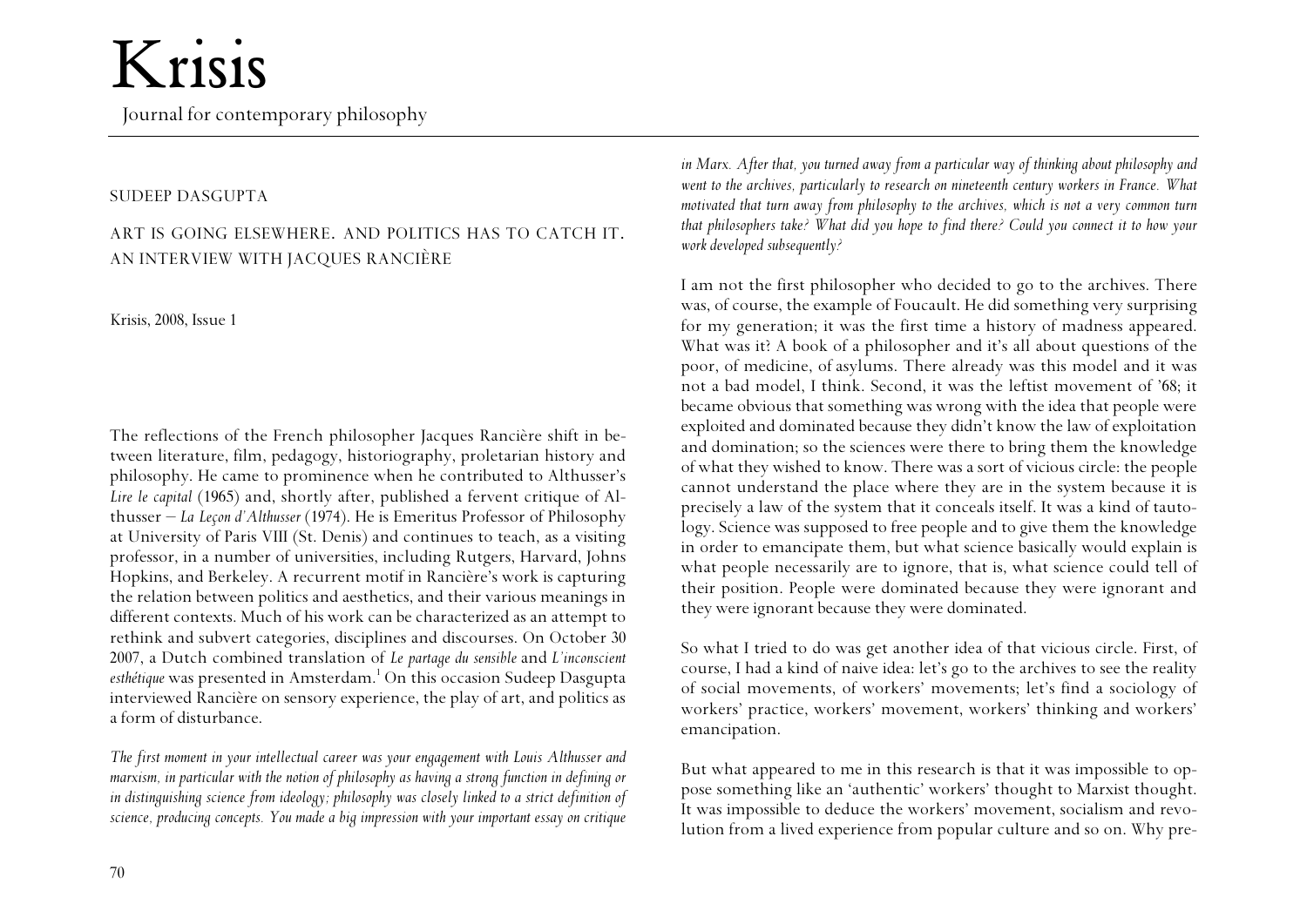# Krisis

Journal for contemporary philosophy

SUDEEP DASGUPTA

## ART IS GOING ELSEWHERE. AND POLITICS HAS TO CATCH IT. AN INTERVIEW WITH JACQUES RANCIÈRE

Krisis, 2008, Issue 1

The reflections of the French philosopher Jacques Rancière shift in between literature, film, pedagogy, historiography, proletarian history and philosophy. He came to prominence when he contributed to Althusser's *Lire le capital* (1965) and, shortly after, published a fervent critique of Althusser – *La Leçon d'Althusser* (1974). He is Emeritus Professor of Philosophy at University of Paris VIII (St. Denis) and continues to teach, as a visiting professor, in a number of universities, including Rutgers, Harvard, Johns Hopkins, and Berkeley. A recurrent motif in Rancière's work is capturing the relation between politics and aesthetics, and their various meanings in different contexts. Much of his work can be characterized as an attempt to rethink and subvert categories, disciplines and discourses. On October 30 2007, a Dutch combined translation of *Le partage du sensible* and *L'inconscient esthétique* was presented in Amsterdam.[1] On this occasion Sudeep Dasgupta interviewed Rancière on sensory experience, the play of art, and politics as a form of disturbance.

*The first moment in your intellectual career was your engagement with Louis Althusser and marxism, in particular with the notion of philosophy as having a strong function in defining or in distinguishing science from ideology; philosophy was closely linked to a strict definition of science, producing concepts. You made a big impression with your important essay on critique in Marx. After that, you turned away from a particular way of thinking about philosophy and went to the archives, particularly to research on nineteenth century workers in France. What motivated that turn away from philosophy to the archives, which is not a very common turn that philosophers take? What did you hope to find there? Could you connect it to how your work developed subsequently?*

I am not the first philosopher who decided to go to the archives. There was, of course, the example of Foucault. He did something very surprising for my generation; it was the first time a history of madness appeared. What was it? A book of a philosopher and it's all about questions of the poor, of medicine, of asylums. There already was this model and it was not a bad model, I think. Second, it was the leftist movement of '68; it became obvious that something was wrong with the idea that people were exploited and dominated because they didn't know the law of exploitation and domination; so the sciences were there to bring them the knowledge of what they wished to know. There was a sort of vicious circle: the people cannot understand the place where they are in the system because it is precisely a law of the system that it conceals itself. It was a kind of tautology. Science was supposed to free people and to give them the knowledge in order to emancipate them, but what science basically would explain is what people necessarily are to ignore, that is, what science could tell of their position. People were dominated because they were ignorant and they were ignorant because they were dominated.

So what I tried to do was get another idea of that vicious circle. First, of course, I had a kind of naive idea: let's go to the archives to see the reality of social movements, of workers' movements; let's find a sociology of workers' practice, workers' movement, workers' thinking and workers' emancipation.

But what appeared to me in this research is that it was impossible to oppose something like an 'authentic' workers' thought to Marxist thought. It was impossible to deduce the workers' movement, socialism and revolution from a lived experience from popular culture and so on. Why pre-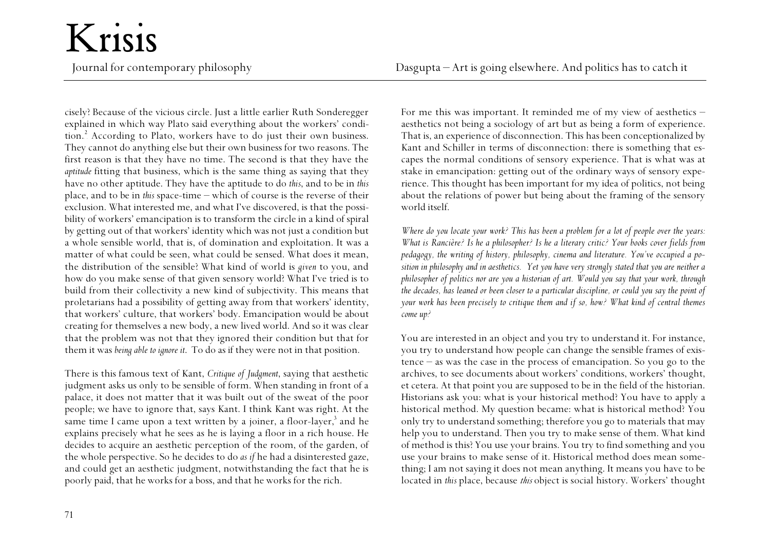cisely? Because of the vicious circle. Just a little earlier Ruth Sonderegger explained in which way Plato said everything about the workers' condition.[2] According to Plato, workers have to do just their own business. They cannot do anything else but their own business for two reasons. The first reason is that they have no time. The second is that they have the *aptitude* fitting that business, which is the same thing as saying that they have no other aptitude. They have the aptitude to do *this*, and to be in *this* place, and to be in *this* space-time – which of course is the reverse of their exclusion. What interested me, and what I've discovered, is that the possibility of workers' emancipation is to transform the circle in a kind of spiral by getting out of that workers' identity which was not just a condition but a whole sensible world, that is, of domination and exploitation. It was a matter of what could be seen, what could be sensed. What does it mean, the distribution of the sensible? What kind of world is *given* to you, and how do you make sense of that given sensory world? What I've tried is to build from their collectivity a new kind of subjectivity. This means that proletarians had a possibility of getting away from that workers' identity, that workers' culture, that workers' body. Emancipation would be about creating for themselves a new body, a new lived world. And so it was clear that the problem was not that they ignored their condition but that for them it was *being able to ignore it*. To do as if they were not in that position.

There is this famous text of Kant, *Critique of Judgment*, saying that aesthetic judgment asks us only to be sensible of form. When standing in front of a palace, it does not matter that it was built out of the sweat of the poor people; we have to ignore that, says Kant. I think Kant was right. At the same time I came upon a text written by a joiner, a floor-layer,[3] and he explains precisely what he sees as he is laying a floor in a rich house. He decides to acquire an aesthetic perception of the room, of the garden, of the whole perspective. So he decides to do *as if* he had a disinterested gaze, and could get an aesthetic judgment, notwithstanding the fact that he is poorly paid, that he works for a boss, and that he works for the rich.

For me this was important. It reminded me of my view of aesthetics – aesthetics not being a sociology of art but as being a form of experience. That is, an experience of disconnection. This has been conceptionalized by Kant and Schiller in terms of disconnection: there is something that escapes the normal conditions of sensory experience. That is what was at stake in emancipation: getting out of the ordinary ways of sensory experience. This thought has been important for my idea of politics, not being about the relations of power but being about the framing of the sensory world itself.

*Where do you locate your work? This has been a problem for a lot of people over the years: What is Rancière? Is he a philosopher? Is he a literary critic? Your books cover fields from pedagogy, the writing of history, philosophy, cinema and literature. You've occupied a position in philosophy and in aesthetics. Yet you have very strongly stated that you are neither a philosopher of politics nor are you a historian of art. Would you say that your work, through the decades, has leaned or been closer to a particular discipline, or could you say the point of your work has been precisely to critique them and if so, how? What kind of central themes come up?*

You are interested in an object and you try to understand it. For instance, you try to understand how people can change the sensible frames of existence – as was the case in the process of emancipation. So you go to the archives, to see documents about workers' conditions, workers' thought, et cetera. At that point you are supposed to be in the field of the historian. Historians ask you: what is your historical method? You have to apply a historical method. My question became: what is historical method? You only try to understand something; therefore you go to materials that may help you to understand. Then you try to make sense of them. What kind of method is this? You use your brains. You try to find something and you use your brains to make sense of it. Historical method does mean something; I am not saying it does not mean anything. It means you have to be located in *this* place, because *this* object is social history. Workers' thought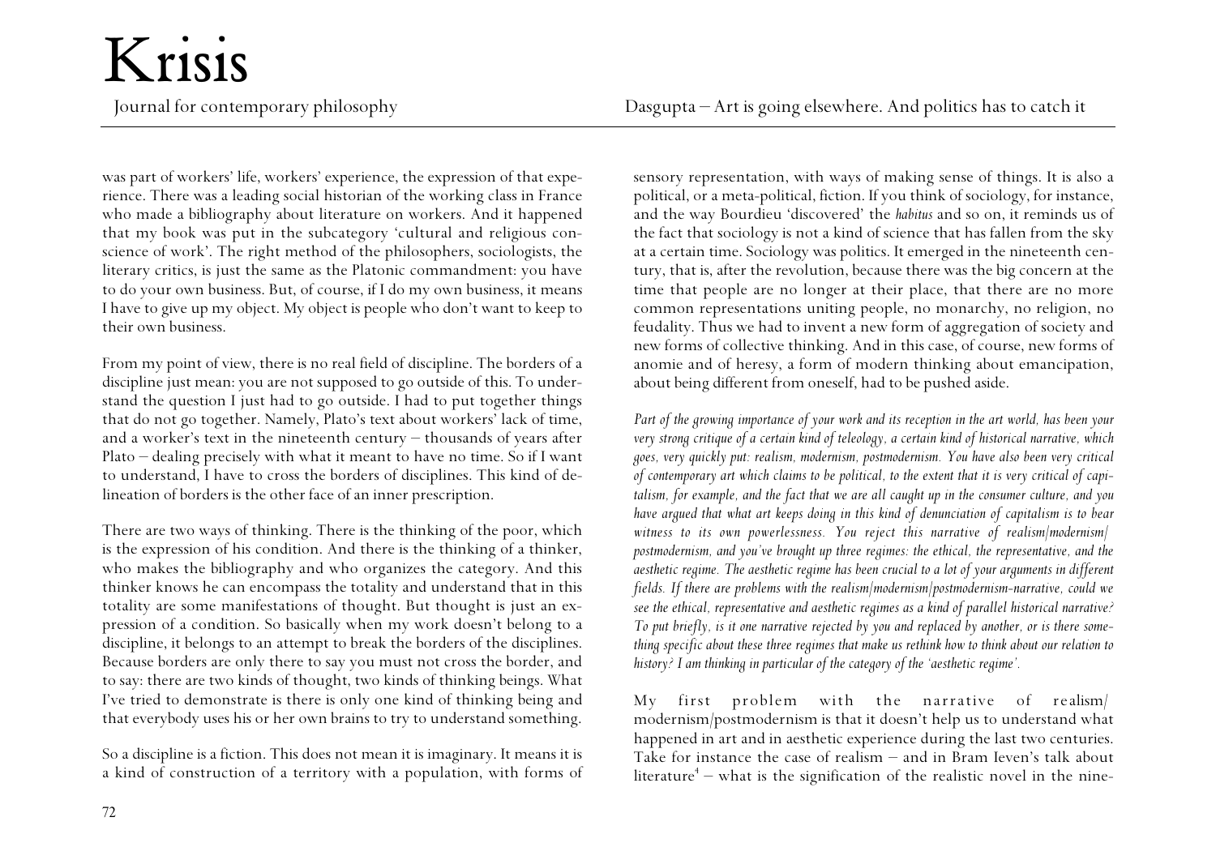was part of workers' life, workers' experience, the expression of that experience. There was a leading social historian of the working class in France who made a bibliography about literature on workers. And it happened that my book was put in the subcategory 'cultural and religious conscience of work'. The right method of the philosophers, sociologists, the literary critics, is just the same as the Platonic commandment: you have to do your own business. But, of course, if I do my own business, it means I have to give up my object. My object is people who don't want to keep to their own business.

From my point of view, there is no real field of discipline. The borders of a discipline just mean: you are not supposed to go outside of this. To understand the question I just had to go outside. I had to put together things that do not go together. Namely, Plato's text about workers' lack of time, and a worker's text in the nineteenth century – thousands of years after Plato – dealing precisely with what it meant to have no time. So if I want to understand, I have to cross the borders of disciplines. This kind of delineation of borders is the other face of an inner prescription.

There are two ways of thinking. There is the thinking of the poor, which is the expression of his condition. And there is the thinking of a thinker, who makes the bibliography and who organizes the category. And this thinker knows he can encompass the totality and understand that in this totality are some manifestations of thought. But thought is just an expression of a condition. So basically when my work doesn't belong to a discipline, it belongs to an attempt to break the borders of the disciplines. Because borders are only there to say you must not cross the border, and to say: there are two kinds of thought, two kinds of thinking beings. What I've tried to demonstrate is there is only one kind of thinking being and that everybody uses his or her own brains to try to understand something.

So a discipline is a fiction. This does not mean it is imaginary. It means it is a kind of construction of a territory with a population, with forms of sensory representation, with ways of making sense of things. It is also a political, or a meta-political, fiction. If you think of sociology, for instance, and the way Bourdieu 'discovered' the *habitus* and so on, it reminds us of the fact that sociology is not a kind of science that has fallen from the sky at a certain time. Sociology was politics. It emerged in the nineteenth century, that is, after the revolution, because there was the big concern at the time that people are no longer at their place, that there are no more common representations uniting people, no monarchy, no religion, no feudality. Thus we had to invent a new form of aggregation of society and new forms of collective thinking. And in this case, of course, new forms of anomie and of heresy, a form of modern thinking about emancipation, about being different from oneself, had to be pushed aside.

*Part of the growing importance of your work and its reception in the art world, has been your very strong critique of a certain kind of teleology, a certain kind of historical narrative, which goes, very quickly put: realism, modernism, postmodernism. You have also been very critical of contemporary art which claims to be political, to the extent that it is very critical of capitalism, for example, and the fact that we are all caught up in the consumer culture, and you have argued that what art keeps doing in this kind of denunciation of capitalism is to bear witness to its own powerlessness. You reject this narrative of realism/modernism/postmodernism, and you've brought up three regimes: the ethical, the representative, and the aesthetic regime. The aesthetic regime has been crucial to a lot of your arguments in different fields. If there are problems with the realism/modernism/postmodernism-narrative, could we see the ethical, representative and aesthetic regimes as a kind of parallel historical narrative? To put briefly, is it one narrative rejected by you and replaced by another, or is there something specific about these three regimes that make us rethink how to think about our relation to history? I am thinking in particular of the category of the 'aesthetic regime'.*

My first problem with the narrative of realism/modernism/postmodernism is that it doesn't help us to understand what happened in art and in aesthetic experience during the last two centuries. Take for instance the case of realism – and in Bram Ieven's talk about literature[4] – what is the signification of the realistic novel in the nine-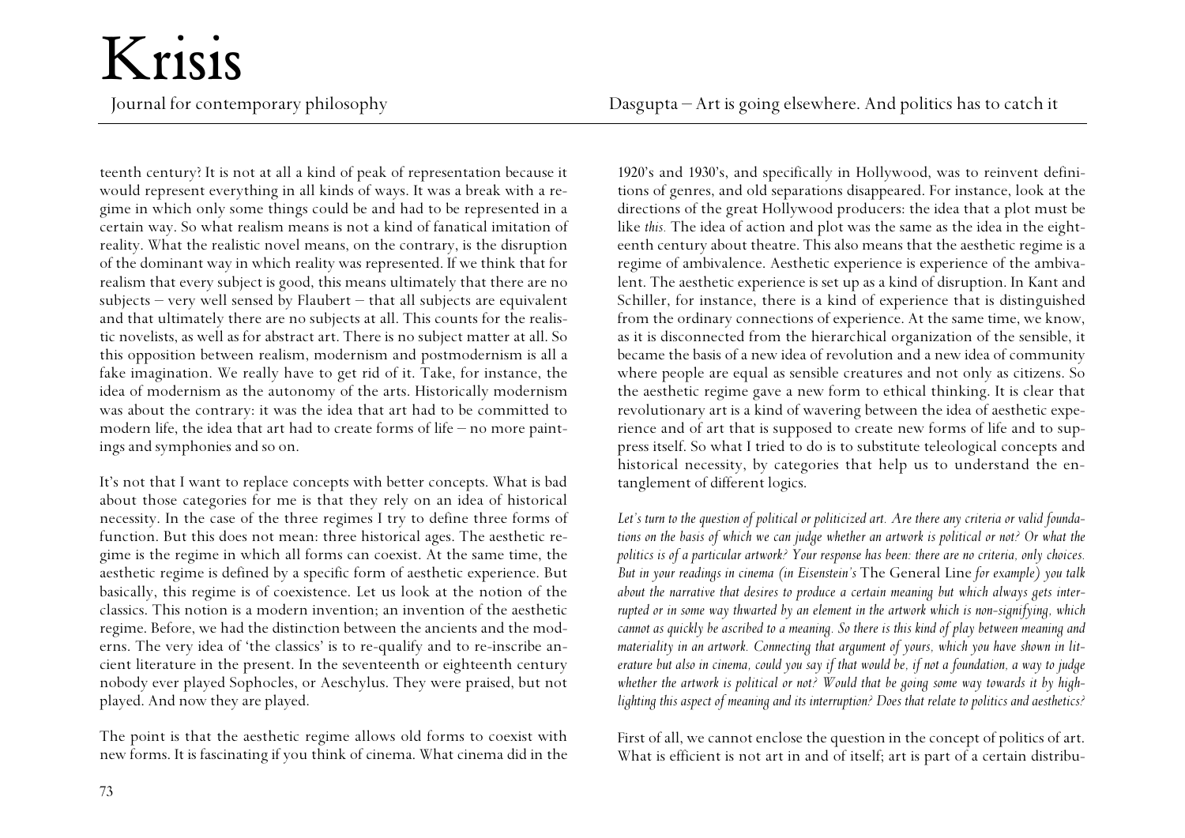teenth century? It is not at all a kind of peak of representation because it would represent everything in all kinds of ways. It was a break with a regime in which only some things could be and had to be represented in a certain way. So what realism means is not a kind of fanatical imitation of reality. What the realistic novel means, on the contrary, is the disruption of the dominant way in which reality was represented. If we think that for realism that every subject is good, this means ultimately that there are no subjects – very well sensed by Flaubert – that all subjects are equivalent and that ultimately there are no subjects at all. This counts for the realistic novelists, as well as for abstract art. There is no subject matter at all. So this opposition between realism, modernism and postmodernism is all a fake imagination. We really have to get rid of it. Take, for instance, the idea of modernism as the autonomy of the arts. Historically modernism was about the contrary: it was the idea that art had to be committed to modern life, the idea that art had to create forms of life – no more paintings and symphonies and so on.

It's not that I want to replace concepts with better concepts. What is bad about those categories for me is that they rely on an idea of historical necessity. In the case of the three regimes I try to define three forms of function. But this does not mean: three historical ages. The aesthetic regime is the regime in which all forms can coexist. At the same time, the aesthetic regime is defined by a specific form of aesthetic experience. But basically, this regime is of coexistence. Let us look at the notion of the classics. This notion is a modern invention; an invention of the aesthetic regime. Before, we had the distinction between the ancients and the moderns. The very idea of 'the classics' is to re-qualify and to re-inscribe ancient literature in the present. In the seventeenth or eighteenth century nobody ever played Sophocles, or Aeschylus. They were praised, but not played. And now they are played.

The point is that the aesthetic regime allows old forms to coexist with new forms. It is fascinating if you think of cinema. What cinema did in the 1920's and 1930's, and specifically in Hollywood, was to reinvent definitions of genres, and old separations disappeared. For instance, look at the directions of the great Hollywood producers: the idea that a plot must be like *this*. The idea of action and plot was the same as the idea in the eighteenth century about theatre. This also means that the aesthetic regime is a regime of ambivalence. Aesthetic experience is experience of the ambivalent. The aesthetic experience is set up as a kind of disruption. In Kant and Schiller, for instance, there is a kind of experience that is distinguished from the ordinary connections of experience. At the same time, we know, as it is disconnected from the hierarchical organization of the sensible, it became the basis of a new idea of revolution and a new idea of community where people are equal as sensible creatures and not only as citizens. So the aesthetic regime gave a new form to ethical thinking. It is clear that revolutionary art is a kind of wavering between the idea of aesthetic experience and of art that is supposed to create new forms of life and to suppress itself. So what I tried to do is to substitute teleological concepts and historical necessity, by categories that help us to understand the entanglement of different logics.

*Let's turn to the question of political or politicized art. Are there any criteria or valid foundations on the basis of which we can judge whether an artwork is political or not? Or what the politics is of a particular artwork? Your response has been: there are no criteria, only choices. But in your readings in cinema (in Eisenstein's* The General Line *for example) you talk about the narrative that desires to produce a certain meaning but which always gets interrupted or in some way thwarted by an element in the artwork which is non-signifying, which cannot as quickly be ascribed to a meaning. So there is this kind of play between meaning and materiality in an artwork. Connecting that argument of yours, which you have shown in literature but also in cinema, could you say if that would be, if not a foundation, a way to judge whether the artwork is political or not? Would that be going some way towards it by highlighting this aspect of meaning and its interruption? Does that relate to politics and aesthetics?*

First of all, we cannot enclose the question in the concept of politics of art. What is efficient is not art in and of itself; art is part of a certain distribu-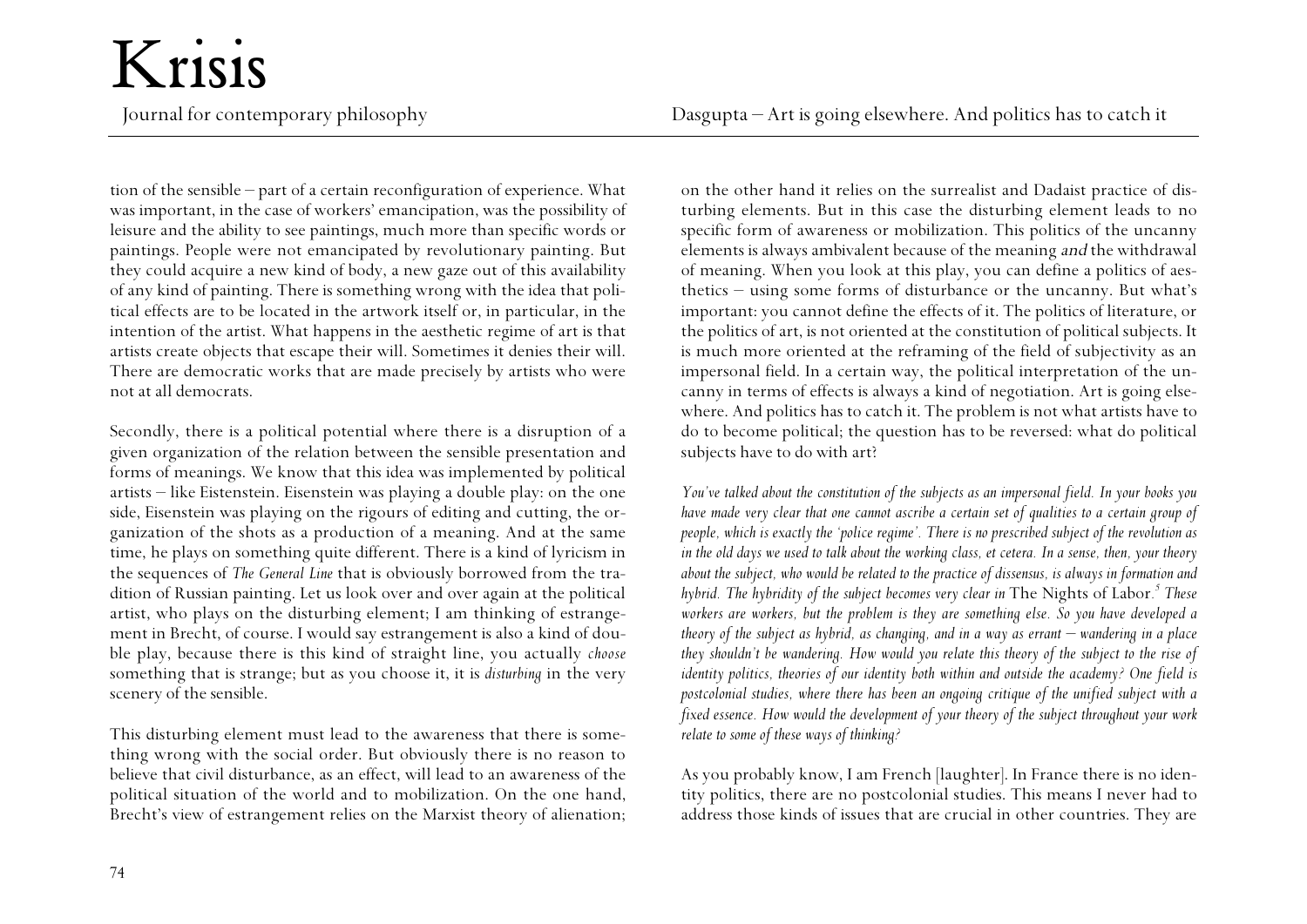tion of the sensible – part of a certain reconfiguration of experience. What was important, in the case of workers' emancipation, was the possibility of leisure and the ability to see paintings, much more than specific words or paintings. People were not emancipated by revolutionary painting. But they could acquire a new kind of body, a new gaze out of this availability of any kind of painting. There is something wrong with the idea that political effects are to be located in the artwork itself or, in particular, in the intention of the artist. What happens in the aesthetic regime of art is that artists create objects that escape their will. Sometimes it denies their will. There are democratic works that are made precisely by artists who were not at all democrats.

Secondly, there is a political potential where there is a disruption of a given organization of the relation between the sensible presentation and forms of meanings. We know that this idea was implemented by political artists – like Eisenstein. Eisenstein was playing a double play: on the one side, Eisenstein was playing on the rigours of editing and cutting, the organization of the shots as a production of a meaning. And at the same time, he plays on something quite different. There is a kind of lyricism in the sequences of *The General Line* that is obviously borrowed from the tradition of Russian painting. Let us look over and over again at the political artist, who plays on the disturbing element; I am thinking of estrangement in Brecht, of course. I would say estrangement is also a kind of double play, because there is this kind of straight line, you actually *choose* something that is strange; but as you choose it, it is *disturbing* in the very scenery of the sensible.

This disturbing element must lead to the awareness that there is something wrong with the social order. But obviously there is no reason to believe that civil disturbance, as an effect, will lead to an awareness of the political situation of the world and to mobilization. On the one hand, Brecht's view of estrangement relies on the Marxist theory of alienation; on the other hand it relies on the surrealist and Dadaist practice of disturbing elements. But in this case the disturbing element leads to no specific form of awareness or mobilization. This politics of the uncanny elements is always ambivalent because of the meaning *and* the withdrawal of meaning. When you look at this play, you can define a politics of aesthetics – using some forms of disturbance or the uncanny. But what's important: you cannot define the effects of it. The politics of literature, or the politics of art, is not oriented at the constitution of political subjects. It is much more oriented at the reframing of the field of subjectivity as an impersonal field. In a certain way, the political interpretation of the uncanny in terms of effects is always a kind of negotiation. Art is going elsewhere. And politics has to catch it. The problem is not what artists have to do to become political; the question has to be reversed: what do political subjects have to do with art?

*You've talked about the constitution of the subjects as an impersonal field. In your books you have made very clear that one cannot ascribe a certain set of qualities to a certain group of people, which is exactly the 'police regime'. There is no prescribed subject of the revolution as in the old days we used to talk about the working class, et cetera. In a sense, then, your theory about the subject, who would be related to the practice of dissensus, is always in formation and hybrid. The hybridity of the subject becomes very clear in* The Nights of Labor.[5] *These workers are workers, but the problem is they are something else. So you have developed a theory of the subject as hybrid, as changing, and in a way as errant – wandering in a place they shouldn't be wandering. How would you relate this theory of the subject to the rise of identity politics, theories of our identity both within and outside the academy? One field is postcolonial studies, where there has been an ongoing critique of the unified subject with a fixed essence. How would the development of your theory of the subject throughout your work relate to some of these ways of thinking?*

As you probably know, I am French [laughter]. In France there is no identity politics, there are no postcolonial studies. This means I never had to address those kinds of issues that are crucial in other countries. They are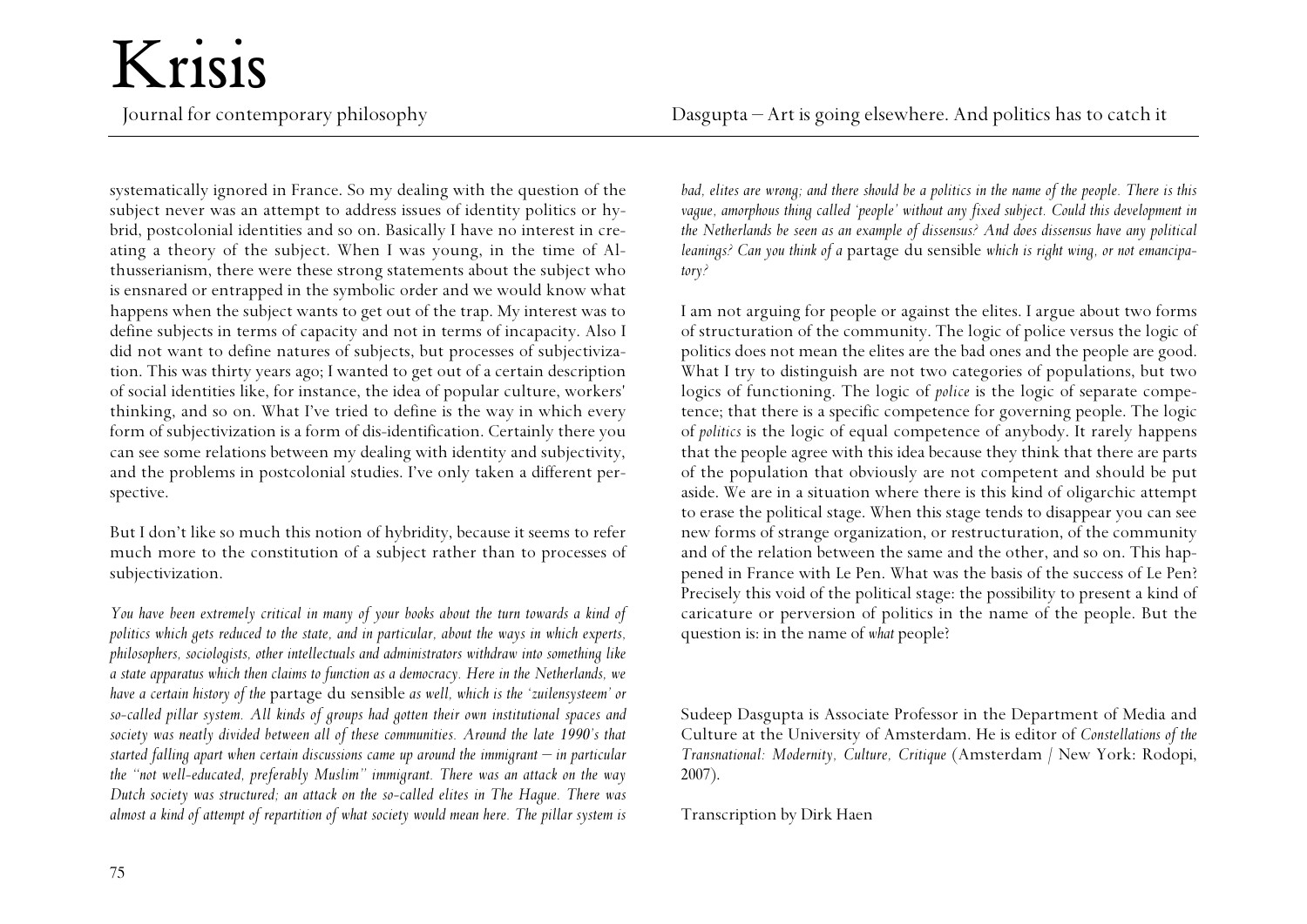systematically ignored in France. So my dealing with the question of the subject never was an attempt to address issues of identity politics or hybrid, postcolonial identities and so on. Basically I have no interest in creating a theory of the subject. When I was young, in the time of Althusserianism, there were these strong statements about the subject who is ensnared or entrapped in the symbolic order and we would know what happens when the subject wants to get out of the trap. My interest was to define subjects in terms of capacity and not in terms of incapacity. Also I did not want to define natures of subjects, but processes of subjectivization. This was thirty years ago; I wanted to get out of a certain description of social identities like, for instance, the idea of popular culture, workers' thinking, and so on. What I've tried to define is the way in which every form of subjectivization is a form of dis-identification. Certainly there you can see some relations between my dealing with identity and subjectivity, and the problems in postcolonial studies. I've only taken a different perspective.

But I don't like so much this notion of hybridity, because it seems to refer much more to the constitution of a subject rather than to processes of subjectivization.

*You have been extremely critical in many of your books about the turn towards a kind of politics which gets reduced to the state, and in particular, about the ways in which experts, philosophers, sociologists, other intellectuals and administrators withdraw into something like a state apparatus which then claims to function as a democracy. Here in the Netherlands, we have a certain history of the* partage du sensible *as well, which is the 'zuilensysteem' or so-called pillar system. All kinds of groups had gotten their own institutional spaces and society was neatly divided between all of these communities. Around the late 1990's that started falling apart when certain discussions came up around the immigrant – in particular the "not well-educated, preferably Muslim" immigrant. There was an attack on the way Dutch society was structured; an attack on the so-called elites in The Hague. There was almost a kind of attempt of repartition of what society would mean here. The pillar system is bad, elites are wrong; and there should be a politics in the name of the people. There is this vague, amorphous thing called 'people' without any fixed subject. Could this development in the Netherlands be seen as an example of dissensus? And does dissensus have any political leanings? Can you think of a* partage du sensible *which is right wing, or not emancipatory?*

I am not arguing for people or against the elites. I argue about two forms of structuration of the community. The logic of police versus the logic of politics does not mean the elites are the bad ones and the people are good. What I try to distinguish are not two categories of populations, but two logics of functioning. The logic of *police* is the logic of separate competence; that there is a specific competence for governing people. The logic of *politics* is the logic of equal competence of anybody. It rarely happens that the people agree with this idea because they think that there are parts of the population that obviously are not competent and should be put aside. We are in a situation where there is this kind of oligarchic attempt to erase the political stage. When this stage tends to disappear you can see new forms of strange organization, or restructuration, of the community and of the relation between the same and the other, and so on. This happened in France with Le Pen. What was the basis of the success of Le Pen? Precisely this void of the political stage: the possibility to present a kind of caricature or perversion of politics in the name of the people. But the question is: in the name of *what* people?

Sudeep Dasgupta is Associate Professor in the Department of Media and Culture at the University of Amsterdam. He is editor of *Constellations of the Transnational: Modernity, Culture, Critique* (Amsterdam / New York: Rodopi, 2007).

Transcription by Dirk Haen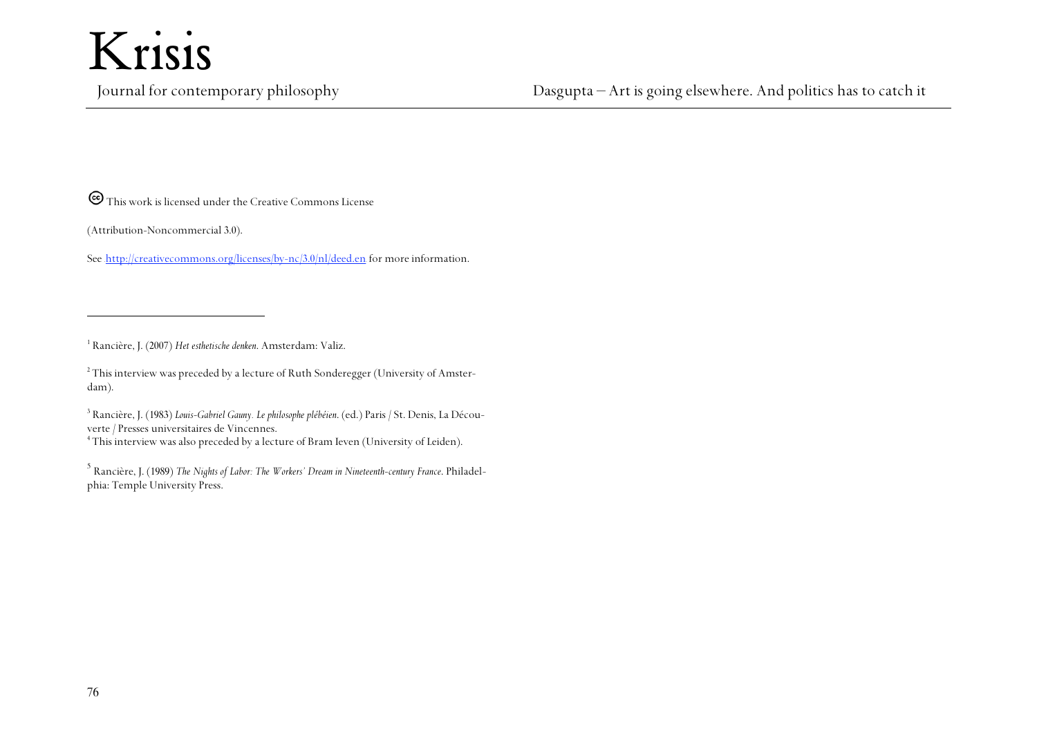This work is licensed under the Creative Commons License

(Attribution-Noncommercial 3.0).

See http://creativecommons.org/licenses/by-nc/3.0/nl/deed.en for more information.

---

[1] Rancière, J. (2007) *Het esthetische denken*. Amsterdam: Valiz.

[2] This interview was preceded by a lecture of Ruth Sonderegger (University of Amsterdam).

[3] Rancière, J. (1983) *Louis-Gabriel Gauny. Le philosophe plébéien*. (ed.) Paris / St. Denis, La Découverte / Presses universitaires de Vincennes.

[4] This interview was also preceded by a lecture of Bram Ieven (University of Leiden).

[5] Rancière, J. (1989) *The Nights of Labor: The Workers' Dream in Nineteenth-century France*. Philadelphia: Temple University Press.